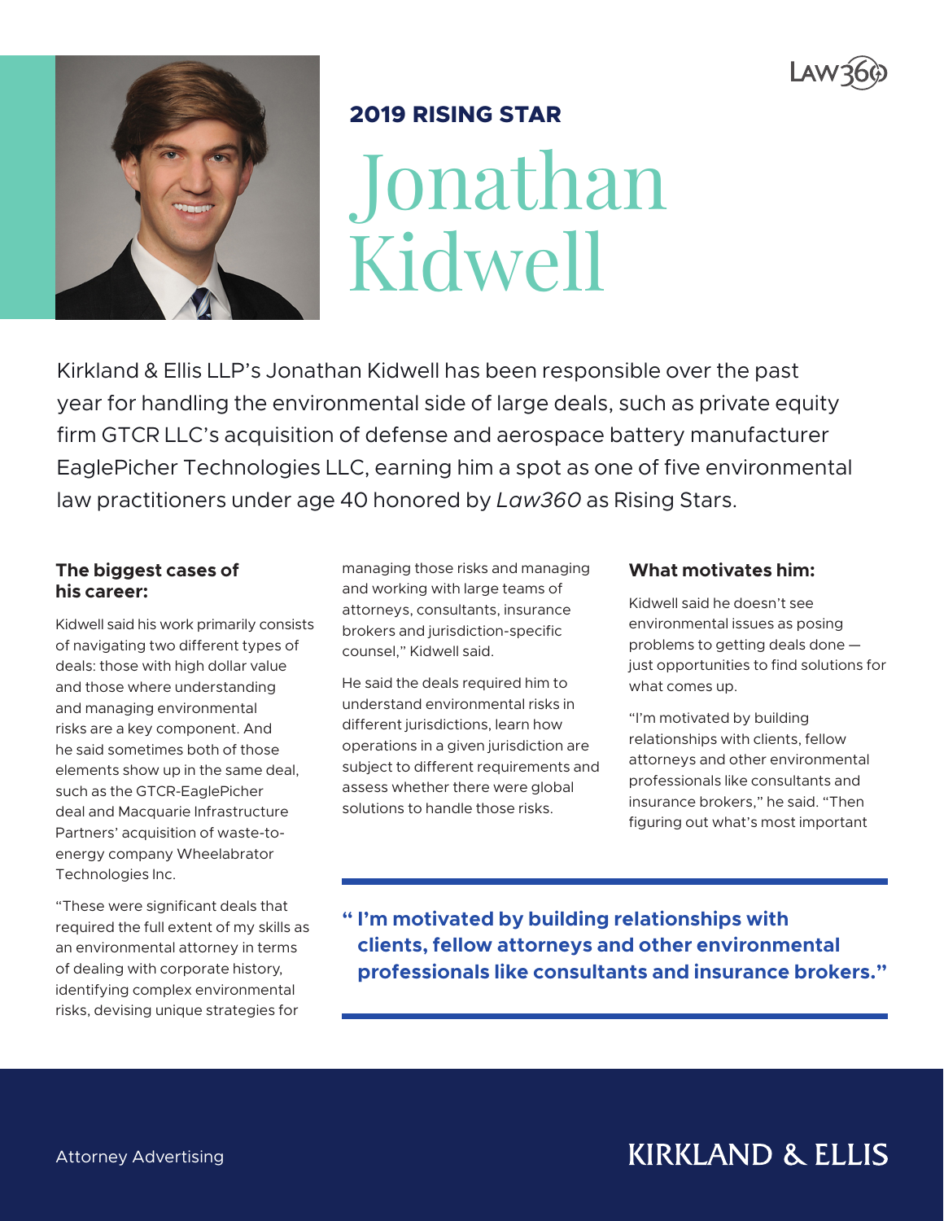## 2019 RISING STAR

# Jonathan Kidwell

Kirkland & Ellis LLP's Jonathan Kidwell has been responsible over the past year for handling the environmental side of large deals, such as private equity firm GTCR LLC's acquisition of defense and aerospace battery manufacturer EaglePicher Technologies LLC, earning him a spot as one of five environmental law practitioners under age 40 honored by *Law360* as Rising Stars.

### The biggest cases of his career:

Kidwell said his work primarily consists of navigating two different types of deals: those with high dollar value and those where understanding and managing environmental risks are a key component. And he said sometimes both of those elements show up in the same deal, such as the GTCR-EaglePicher deal and Macquarie Infrastructure Partners' acquisition of waste-to-energy company Wheelabrator Technologies Inc.

"These were significant deals that required the full extent of my skills as an environmental attorney in terms of dealing with corporate history, identifying complex environmental risks, devising unique strategies for managing those risks and managing and working with large teams of attorneys, consultants, insurance brokers and jurisdiction-specific counsel," Kidwell said.

He said the deals required him to understand environmental risks in different jurisdictions, learn how operations in a given jurisdiction are subject to different requirements and assess whether there were global solutions to handle those risks.

### What motivates him:

Kidwell said he doesn't see environmental issues as posing problems to getting deals done — just opportunities to find solutions for what comes up.

"I'm motivated by building relationships with clients, fellow attorneys and other environmental professionals like consultants and insurance brokers," he said. "Then figuring out what's most important

> **"I'm motivated by building relationships with clients, fellow attorneys and other environmental professionals like consultants and insurance brokers."**

Attorney Advertising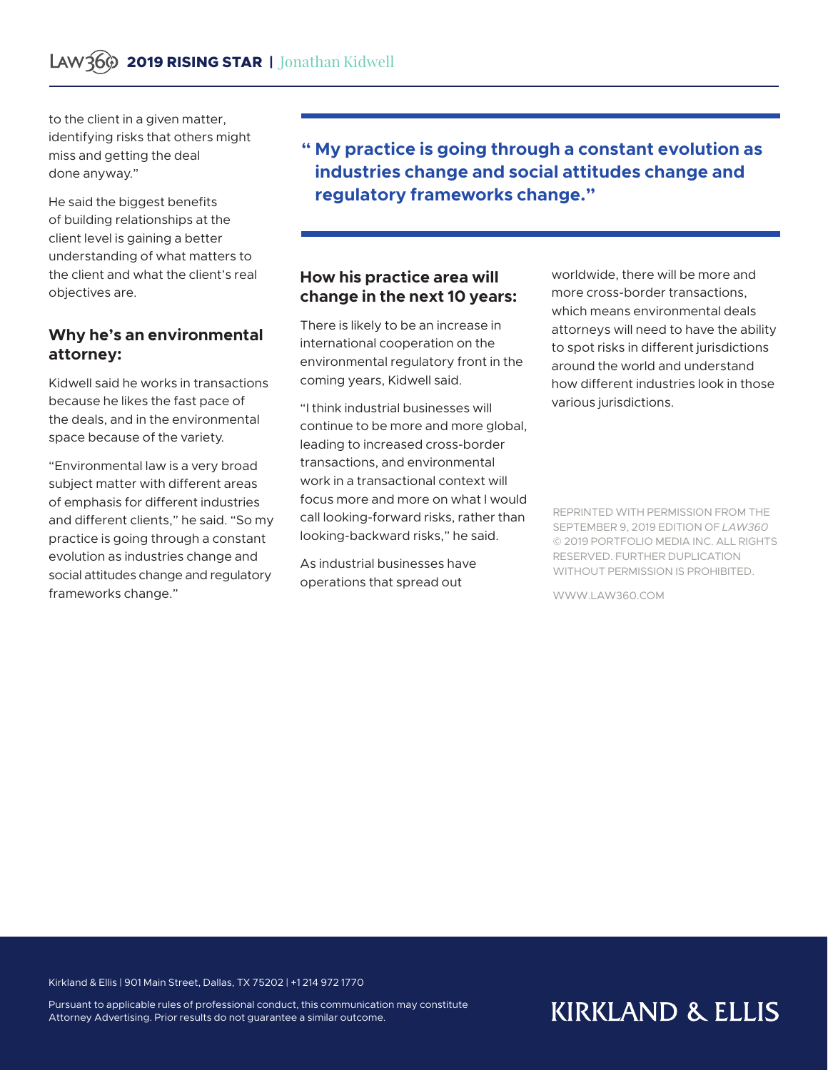to the client in a given matter, identifying risks that others might miss and getting the deal done anyway."

He said the biggest benefits of building relationships at the client level is gaining a better understanding of what matters to the client and what the client's real objectives are.

## Why he's an environmental attorney:

Kidwell said he works in transactions because he likes the fast pace of the deals, and in the environmental space because of the variety.

"Environmental law is a very broad subject matter with different areas of emphasis for different industries and different clients," he said. "So my practice is going through a constant evolution as industries change and social attitudes change and regulatory frameworks change."

> **" My practice is going through a constant evolution as industries change and social attitudes change and regulatory frameworks change."**

## How his practice area will change in the next 10 years:

There is likely to be an increase in international cooperation on the environmental regulatory front in the coming years, Kidwell said.

"I think industrial businesses will continue to be more and more global, leading to increased cross-border transactions, and environmental work in a transactional context will focus more and more on what I would call looking-forward risks, rather than looking-backward risks," he said.

As industrial businesses have operations that spread out worldwide, there will be more and more cross-border transactions, which means environmental deals attorneys will need to have the ability to spot risks in different jurisdictions around the world and understand how different industries look in those various jurisdictions.

REPRINTED WITH PERMISSION FROM THE SEPTEMBER 9, 2019 EDITION OF *LAW360* © 2019 PORTFOLIO MEDIA INC. ALL RIGHTS RESERVED. FURTHER DUPLICATION WITHOUT PERMISSION IS PROHIBITED.

WWW.LAW360.COM

Kirkland & Ellis | 901 Main Street, Dallas, TX 75202 | +1 214 972 1770

Pursuant to applicable rules of professional conduct, this communication may constitute Attorney Advertising. Prior results do not guarantee a similar outcome.

KIRKLAND & ELLIS